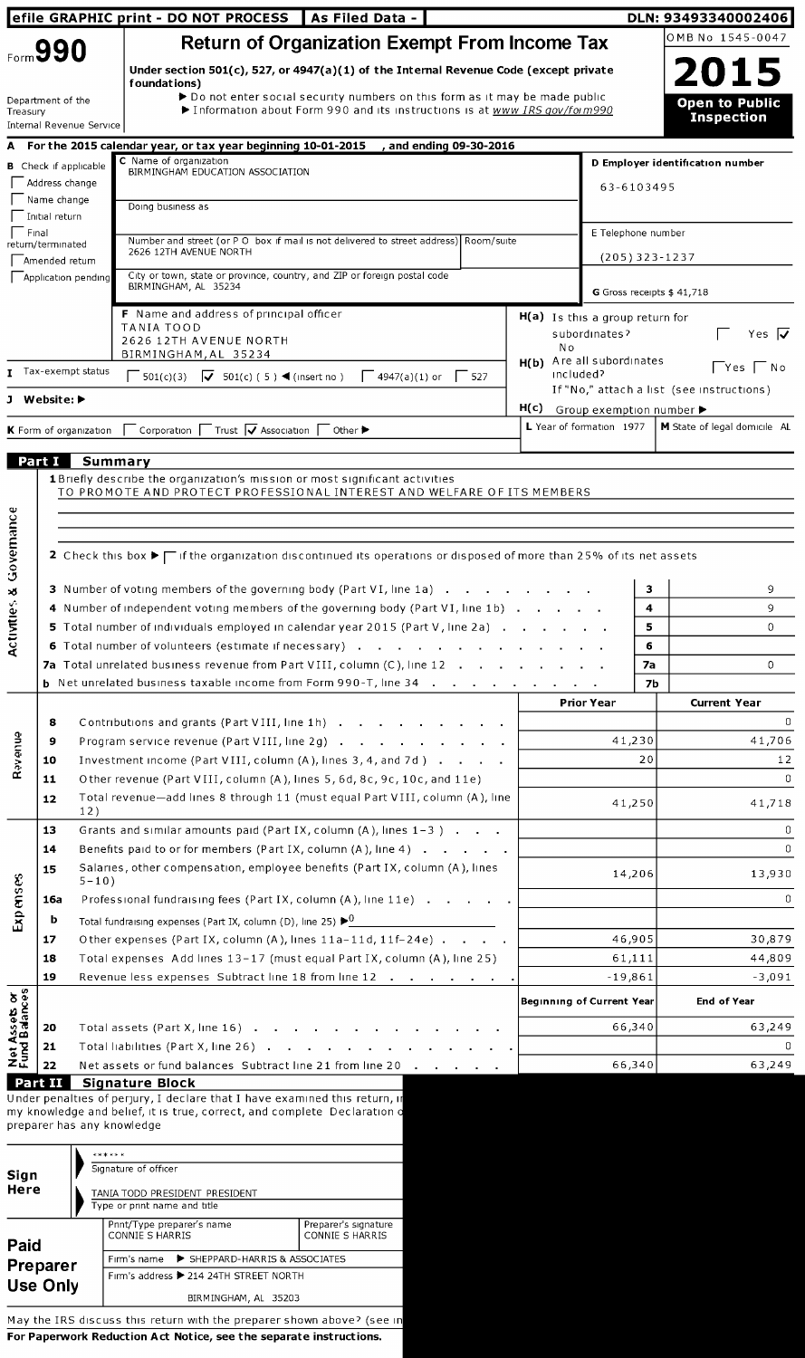efile GRAPHIC print - DO NOT PROCESS | As Filed Data - | DLN: 93493340002406

# Form 990 — Return of Organization Exempt From Income Tax

Under section 501(c), 527, or 4947(a)(1) of the Internal Revenue Code (except private foundations)

▶ Do not enter social security numbers on this form as it may be made public

▶ Information about Form 990 and its instructions is at www.IRS.gov/form990

Department of the Treasury
Internal Revenue Service

OMB No 1545-0047

**2015**

**Open to Public Inspection**

**A** For the 2015 calendar year, or tax year beginning 10-01-2015 , and ending 09-30-2016

**B** Check if applicable
- Address change
- Name change
- Initial return
- Final return/terminated
- Amended return
- Application pending

**C** Name of organization
BIRMINGHAM EDUCATION ASSOCIATION

Doing business as

Number and street (or P O box if mail is not delivered to street address) | Room/suite
2626 12TH AVENUE NORTH

City or town, state or province, country, and ZIP or foreign postal code
BIRMINGHAM, AL 35234

**D** Employer identification number
63-6103495

**E** Telephone number
(205) 323-1237

**G** Gross receipts $ 41,718

**F** Name and address of principal officer
TANIA TOOD
2626 12TH AVENUE NORTH
BIRMINGHAM, AL 35234

**H(a)** Is this a group return for subordinates? Yes ☐ No ☑

**H(b)** Are all subordinates included? ☐ Yes ☐ No
If "No," attach a list (see instructions)

**H(c)** Group exemption number ▶

**I** Tax-exempt status ☐ 501(c)(3) ☑ 501(c) ( 5 ) ◀ (insert no ) ☐ 4947(a)(1) or ☐ 527

**J** Website: ▶

**K** Form of organization ☐ Corporation ☐ Trust ☑ Association ☐ Other ▶

**L** Year of formation 1977 | **M** State of legal domicile AL

## Part I Summary

**Activities & Governance**

1 Briefly describe the organization's mission or most significant activities
TO PROMOTE AND PROTECT PROFESSIONAL INTEREST AND WELFARE OF ITS MEMBERS

2 Check this box ▶ ☐ if the organization discontinued its operations or disposed of more than 25% of its net assets

| | | | |
|---|---|---|---|
| 3 | Number of voting members of the governing body (Part VI, line 1a) | 3 | 9 |
| 4 | Number of independent voting members of the governing body (Part VI, line 1b) | 4 | 9 |
| 5 | Total number of individuals employed in calendar year 2015 (Part V, line 2a) | 5 | 0 |
| 6 | Total number of volunteers (estimate if necessary) | 6 | |
| 7a | Total unrelated business revenue from Part VIII, column (C), line 12 | 7a | 0 |
| b | Net unrelated business taxable income from Form 990-T, line 34 | 7b | |

| | | | Prior Year | Current Year |
|---|---|---|---|---|
| **Revenue** | 8 | Contributions and grants (Part VIII, line 1h) | | 0 |
| | 9 | Program service revenue (Part VIII, line 2g) | 41,230 | 41,706 |
| | 10 | Investment income (Part VIII, column (A), lines 3, 4, and 7d ) | 20 | 12 |
| | 11 | Other revenue (Part VIII, column (A), lines 5, 6d, 8c, 9c, 10c, and 11e) | | 0 |
| | 12 | Total revenue—add lines 8 through 11 (must equal Part VIII, column (A), line 12) | 41,250 | 41,718 |
| **Expenses** | 13 | Grants and similar amounts paid (Part IX, column (A), lines 1–3 ) | | 0 |
| | 14 | Benefits paid to or for members (Part IX, column (A), line 4) | | 0 |
| | 15 | Salaries, other compensation, employee benefits (Part IX, column (A), lines 5–10) | 14,206 | 13,930 |
| | 16a | Professional fundraising fees (Part IX, column (A), line 11e) | | 0 |
| | b | Total fundraising expenses (Part IX, column (D), line 25) ▶0 | | |
| | 17 | Other expenses (Part IX, column (A), lines 11a–11d, 11f–24e) | 46,905 | 30,879 |
| | 18 | Total expenses Add lines 13–17 (must equal Part IX, column (A), line 25) | 61,111 | 44,809 |
| | 19 | Revenue less expenses Subtract line 18 from line 12 | -19,861 | -3,091 |
| | | | **Beginning of Current Year** | **End of Year** |
| **Net Assets or Fund Balances** | 20 | Total assets (Part X, line 16) | 66,340 | 63,249 |
| | 21 | Total liabilities (Part X, line 26) | | 0 |
| | 22 | Net assets or fund balances Subtract line 21 from line 20 | 66,340 | 63,249 |

## Part II Signature Block

Under penalties of perjury, I declare that I have examined this return, i my knowledge and belief, it is true, correct, and complete Declaration o preparer has any knowledge

**Sign Here**

****** 
Signature of officer

TANIA TODD PRESIDENT PRESIDENT
Type or print name and title

**Paid Preparer Use Only**

| Print/Type preparer's name | Preparer's signature |
|---|---|
| CONNIE S HARRIS | CONNIE S HARRIS |

Firm's name ▶ SHEPPARD-HARRIS & ASSOCIATES

Firm's address ▶ 214 24TH STREET NORTH
BIRMINGHAM, AL 35203

May the IRS discuss this return with the preparer shown above? (see in

**For Paperwork Reduction Act Notice, see the separate instructions.**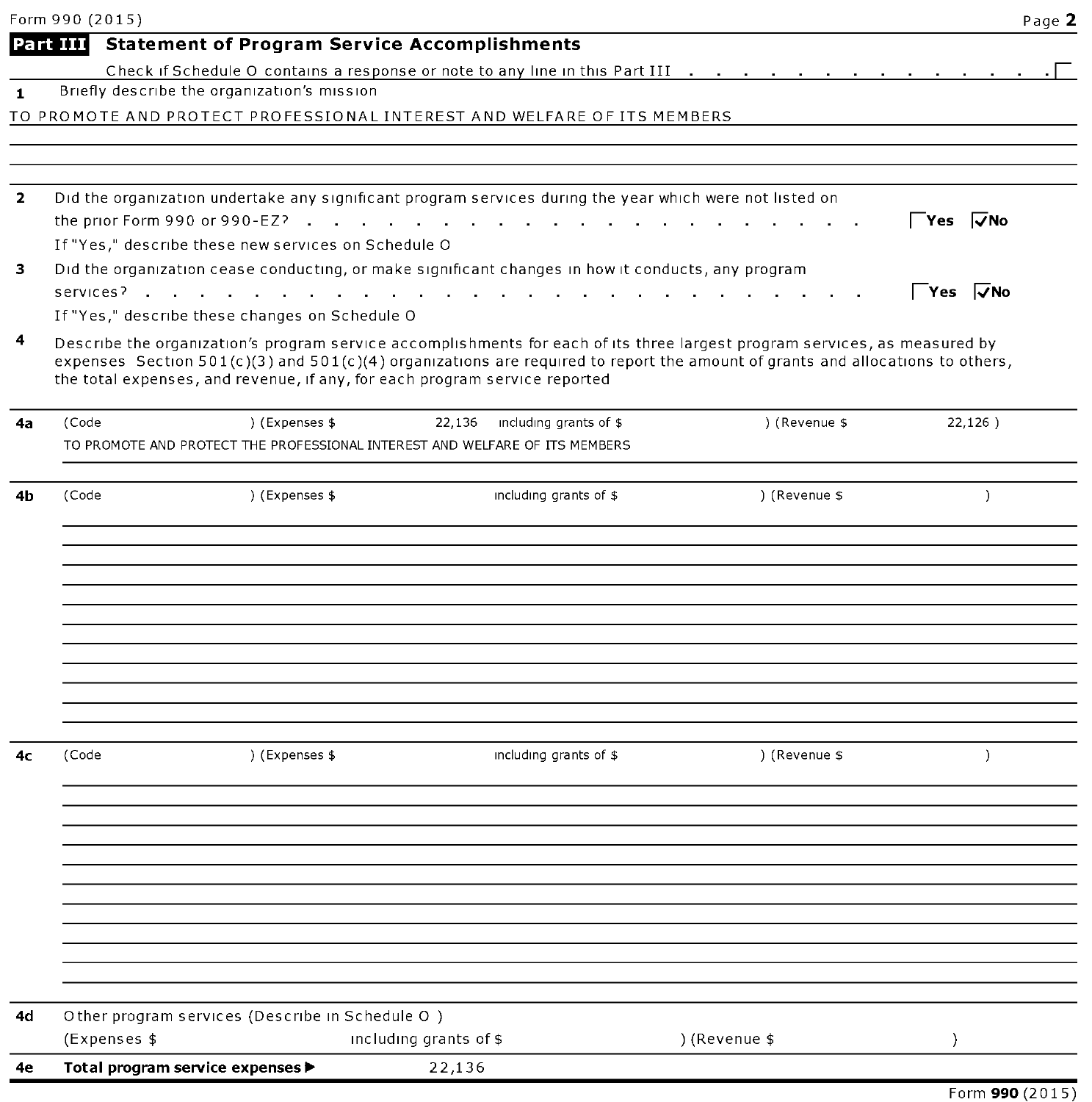Form 990 (2015)

## Part III Statement of Program Service Accomplishments

Check if Schedule O contains a response or note to any line in this Part III . . . . . . . . . . . . . . . ☐

**1** Briefly describe the organization's mission

TO PROMOTE AND PROTECT PROFESSIONAL INTEREST AND WELFARE OF ITS MEMBERS

**2** Did the organization undertake any significant program services during the year which were not listed on the prior Form 990 or 990-EZ? . . . . . . . . . . . . . . . . . . . . . . ☐ Yes ☑ No

If "Yes," describe these new services on Schedule O

**3** Did the organization cease conducting, or make significant changes in how it conducts, any program services? . . . . . . . . . . . . . . . . . . . . . . . . . . ☐ Yes ☑ No

If "Yes," describe these changes on Schedule O

**4** Describe the organization's program service accomplishments for each of its three largest program services, as measured by expenses Section 501(c)(3) and 501(c)(4) organizations are required to report the amount of grants and allocations to others, the total expenses, and revenue, if any, for each program service reported

**4a** (Code ) (Expenses $ 22,136 including grants of $ ) (Revenue $ 22,126 )

TO PROMOTE AND PROTECT THE PROFESSIONAL INTEREST AND WELFARE OF ITS MEMBERS

**4b** (Code ) (Expenses $ including grants of $ ) (Revenue $ )

**4c** (Code ) (Expenses $ including grants of $ ) (Revenue $ )

**4d** Other program services (Describe in Schedule O )

(Expenses $ including grants of $ ) (Revenue $ )

**4e** **Total program service expenses ▶** 22,136

Form **990** (2015)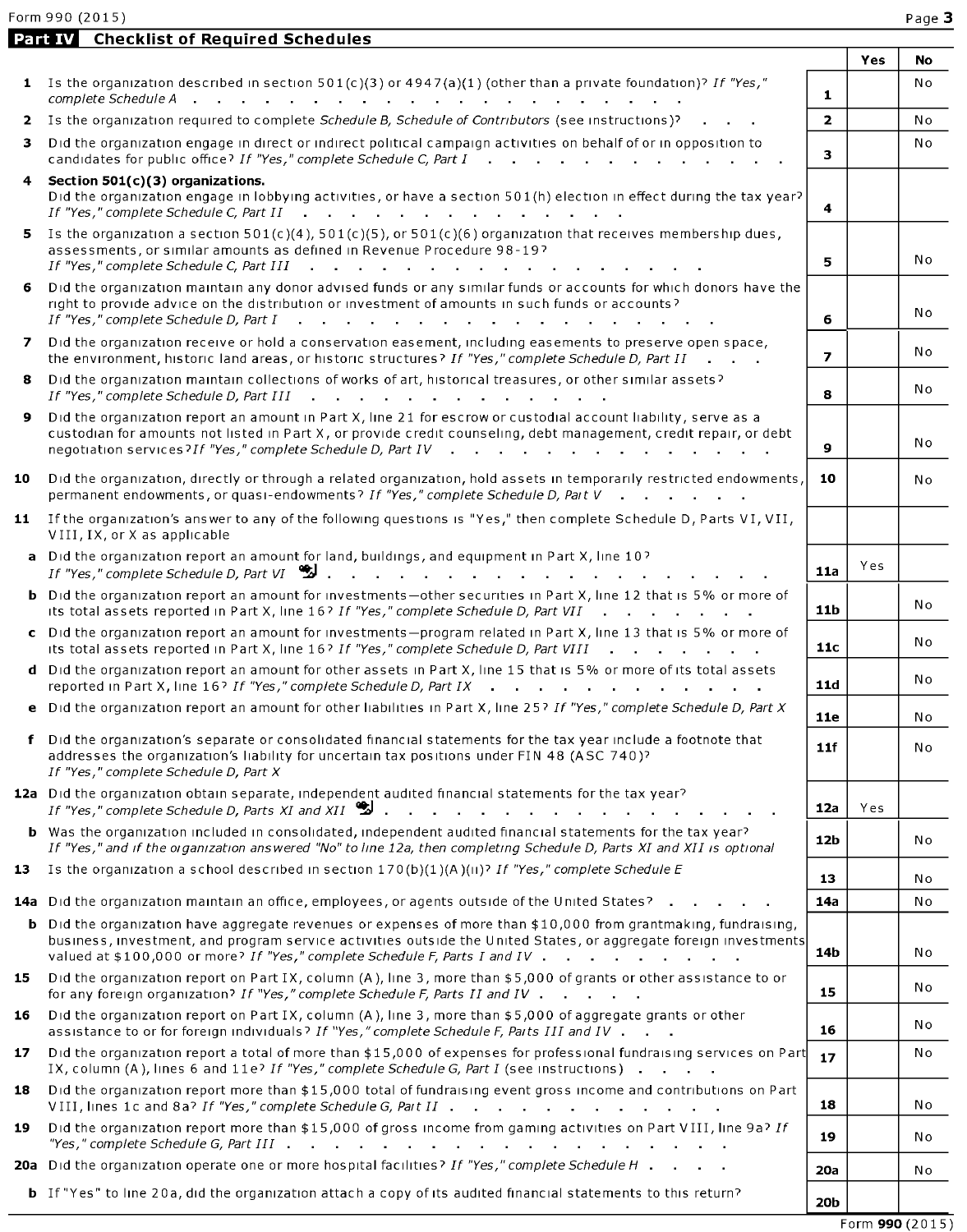Form 990 (2015)

## Part IV Checklist of Required Schedules

| | | | Yes | No |
|---|---|---|---|---|
| **1** | Is the organization described in section 501(c)(3) or 4947(a)(1) (other than a private foundation)? *If "Yes," complete Schedule A* | **1** | | No |
| **2** | Is the organization required to complete *Schedule B, Schedule of Contributors* (see instructions)? | **2** | | No |
| **3** | Did the organization engage in direct or indirect political campaign activities on behalf of or in opposition to candidates for public office? *If "Yes," complete Schedule C, Part I* | **3** | | No |
| **4** | **Section 501(c)(3) organizations.** Did the organization engage in lobbying activities, or have a section 501(h) election in effect during the tax year? *If "Yes," complete Schedule C, Part II* | **4** | | |
| **5** | Is the organization a section 501(c)(4), 501(c)(5), or 501(c)(6) organization that receives membership dues, assessments, or similar amounts as defined in Revenue Procedure 98-19? *If "Yes," complete Schedule C, Part III* | **5** | | No |
| **6** | Did the organization maintain any donor advised funds or any similar funds or accounts for which donors have the right to provide advice on the distribution or investment of amounts in such funds or accounts? *If "Yes," complete Schedule D, Part I* | **6** | | No |
| **7** | Did the organization receive or hold a conservation easement, including easements to preserve open space, the environment, historic land areas, or historic structures? *If "Yes," complete Schedule D, Part II* | **7** | | No |
| **8** | Did the organization maintain collections of works of art, historical treasures, or other similar assets? *If "Yes," complete Schedule D, Part III* | **8** | | No |
| **9** | Did the organization report an amount in Part X, line 21 for escrow or custodial account liability, serve as a custodian for amounts not listed in Part X, or provide credit counseling, debt management, credit repair, or debt negotiation services? *If "Yes," complete Schedule D, Part IV* | **9** | | No |
| **10** | Did the organization, directly or through a related organization, hold assets in temporarily restricted endowments, permanent endowments, or quasi-endowments? *If "Yes," complete Schedule D, Part V* | **10** | | No |
| **11** | If the organization's answer to any of the following questions is "Yes," then complete Schedule D, Parts VI, VII, VIII, IX, or X as applicable | | | |
| **a** | Did the organization report an amount for land, buildings, and equipment in Part X, line 10? *If "Yes," complete Schedule D, Part VI* | **11a** | Yes | |
| **b** | Did the organization report an amount for investments—other securities in Part X, line 12 that is 5% or more of its total assets reported in Part X, line 16? *If "Yes," complete Schedule D, Part VII* | **11b** | | No |
| **c** | Did the organization report an amount for investments—program related in Part X, line 13 that is 5% or more of its total assets reported in Part X, line 16? *If "Yes," complete Schedule D, Part VIII* | **11c** | | No |
| **d** | Did the organization report an amount for other assets in Part X, line 15 that is 5% or more of its total assets reported in Part X, line 16? *If "Yes," complete Schedule D, Part IX* | **11d** | | No |
| **e** | Did the organization report an amount for other liabilities in Part X, line 25? *If "Yes," complete Schedule D, Part X* | **11e** | | No |
| **f** | Did the organization's separate or consolidated financial statements for the tax year include a footnote that addresses the organization's liability for uncertain tax positions under FIN 48 (ASC 740)? *If "Yes," complete Schedule D, Part X* | **11f** | | No |
| **12a** | Did the organization obtain separate, independent audited financial statements for the tax year? *If "Yes," complete Schedule D, Parts XI and XII* | **12a** | Yes | |
| **b** | Was the organization included in consolidated, independent audited financial statements for the tax year? *If "Yes," and if the organization answered "No" to line 12a, then completing Schedule D, Parts XI and XII is optional* | **12b** | | No |
| **13** | Is the organization a school described in section 170(b)(1)(A)(ii)? *If "Yes," complete Schedule E* | **13** | | No |
| **14a** | Did the organization maintain an office, employees, or agents outside of the United States? | **14a** | | No |
| **b** | Did the organization have aggregate revenues or expenses of more than $10,000 from grantmaking, fundraising, business, investment, and program service activities outside the United States, or aggregate foreign investments valued at $100,000 or more? *If "Yes," complete Schedule F, Parts I and IV* | **14b** | | No |
| **15** | Did the organization report on Part IX, column (A), line 3, more than $5,000 of grants or other assistance to or for any foreign organization? *If "Yes," complete Schedule F, Parts II and IV* | **15** | | No |
| **16** | Did the organization report on Part IX, column (A), line 3, more than $5,000 of aggregate grants or other assistance to or for foreign individuals? *If "Yes," complete Schedule F, Parts III and IV* | **16** | | No |
| **17** | Did the organization report a total of more than $15,000 of expenses for professional fundraising services on Part IX, column (A), lines 6 and 11e? *If "Yes," complete Schedule G, Part I* (see instructions) | **17** | | No |
| **18** | Did the organization report more than $15,000 total of fundraising event gross income and contributions on Part VIII, lines 1c and 8a? *If "Yes," complete Schedule G, Part II* | **18** | | No |
| **19** | Did the organization report more than $15,000 of gross income from gaming activities on Part VIII, line 9a? *If "Yes," complete Schedule G, Part III* | **19** | | No |
| **20a** | Did the organization operate one or more hospital facilities? *If "Yes," complete Schedule H* | **20a** | | No |
| **b** | If "Yes" to line 20a, did the organization attach a copy of its audited financial statements to this return? | **20b** | | |

Form **990** (2015)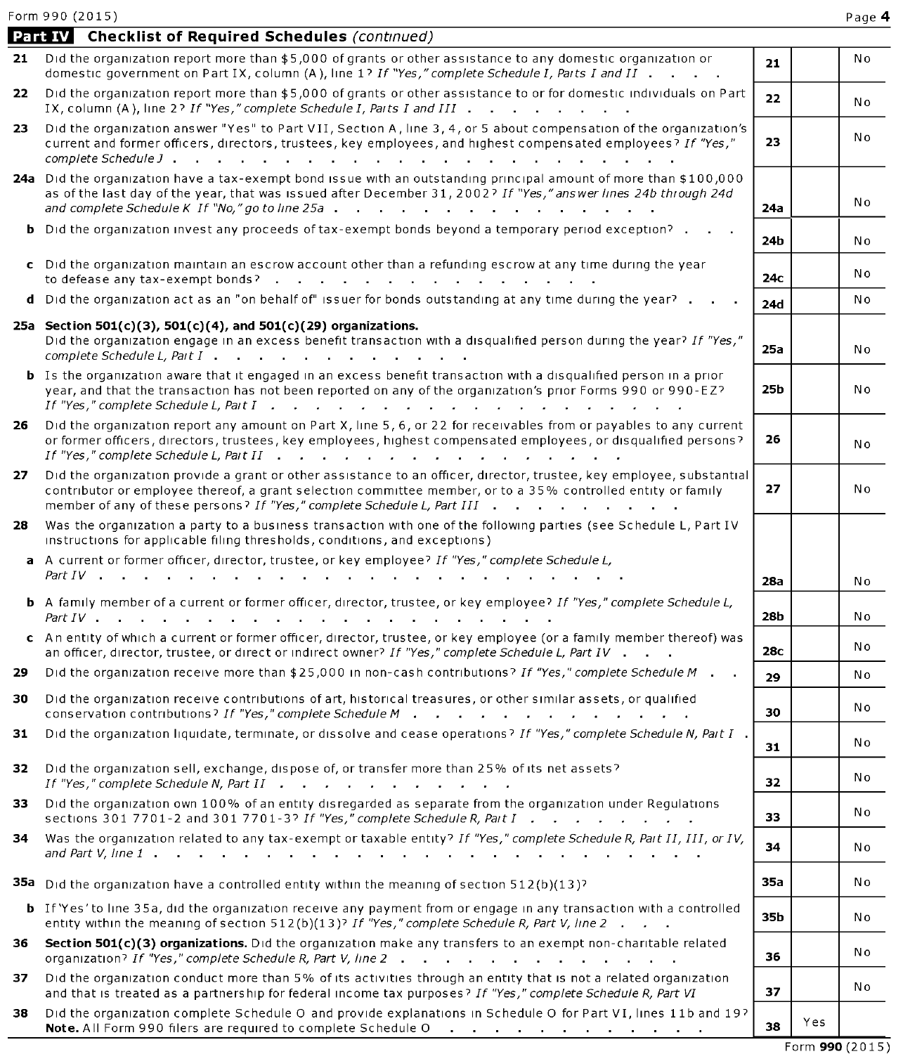Form 990 (2015)

**Part IV Checklist of Required Schedules** *(continued)*

| | | | Yes | No |
|---|---|---|---|---|
| **21** | Did the organization report more than $5,000 of grants or other assistance to any domestic organization or domestic government on Part IX, column (A), line 1? *If "Yes," complete Schedule I, Parts I and II* | 21 | | No |
| **22** | Did the organization report more than $5,000 of grants or other assistance to or for domestic individuals on Part IX, column (A), line 2? *If "Yes," complete Schedule I, Parts I and III* | 22 | | No |
| **23** | Did the organization answer "Yes" to Part VII, Section A, line 3, 4, or 5 about compensation of the organization's current and former officers, directors, trustees, key employees, and highest compensated employees? *If "Yes," complete Schedule J* | 23 | | No |
| **24a** | Did the organization have a tax-exempt bond issue with an outstanding principal amount of more than $100,000 as of the last day of the year, that was issued after December 31, 2002? *If "Yes," answer lines 24b through 24d and complete Schedule K If "No," go to line 25a* | 24a | | No |
| **b** | Did the organization invest any proceeds of tax-exempt bonds beyond a temporary period exception? | 24b | | No |
| **c** | Did the organization maintain an escrow account other than a refunding escrow at any time during the year to defease any tax-exempt bonds? | 24c | | No |
| **d** | Did the organization act as an "on behalf of" issuer for bonds outstanding at any time during the year? | 24d | | No |
| **25a** | **Section 501(c)(3), 501(c)(4), and 501(c)(29) organizations.** Did the organization engage in an excess benefit transaction with a disqualified person during the year? *If "Yes," complete Schedule L, Part I* | 25a | | No |
| **b** | Is the organization aware that it engaged in an excess benefit transaction with a disqualified person in a prior year, and that the transaction has not been reported on any of the organization's prior Forms 990 or 990-EZ? *If "Yes," complete Schedule L, Part I* | 25b | | No |
| **26** | Did the organization report any amount on Part X, line 5, 6, or 22 for receivables from or payables to any current or former officers, directors, trustees, key employees, highest compensated employees, or disqualified persons? *If "Yes," complete Schedule L, Part II* | 26 | | No |
| **27** | Did the organization provide a grant or other assistance to an officer, director, trustee, key employee, substantial contributor or employee thereof, a grant selection committee member, or to a 35% controlled entity or family member of any of these persons? *If "Yes," complete Schedule L, Part III* | 27 | | No |
| **28** | Was the organization a party to a business transaction with one of the following parties (see Schedule L, Part IV instructions for applicable filing thresholds, conditions, and exceptions) | | | |
| **a** | A current or former officer, director, trustee, or key employee? *If "Yes," complete Schedule L, Part IV* | 28a | | No |
| **b** | A family member of a current or former officer, director, trustee, or key employee? *If "Yes," complete Schedule L, Part IV* | 28b | | No |
| **c** | An entity of which a current or former officer, director, trustee, or key employee (or a family member thereof) was an officer, director, trustee, or direct or indirect owner? *If "Yes," complete Schedule L, Part IV* | 28c | | No |
| **29** | Did the organization receive more than $25,000 in non-cash contributions? *If "Yes," complete Schedule M* | 29 | | No |
| **30** | Did the organization receive contributions of art, historical treasures, or other similar assets, or qualified conservation contributions? *If "Yes," complete Schedule M* | 30 | | No |
| **31** | Did the organization liquidate, terminate, or dissolve and cease operations? *If "Yes," complete Schedule N, Part I* | 31 | | No |
| **32** | Did the organization sell, exchange, dispose of, or transfer more than 25% of its net assets? *If "Yes," complete Schedule N, Part II* | 32 | | No |
| **33** | Did the organization own 100% of an entity disregarded as separate from the organization under Regulations sections 301 7701-2 and 301 7701-3? *If "Yes," complete Schedule R, Part I* | 33 | | No |
| **34** | Was the organization related to any tax-exempt or taxable entity? *If "Yes," complete Schedule R, Part II, III, or IV, and Part V, line 1* | 34 | | No |
| **35a** | Did the organization have a controlled entity within the meaning of section 512(b)(13)? | 35a | | No |
| **b** | If 'Yes' to line 35a, did the organization receive any payment from or engage in any transaction with a controlled entity within the meaning of section 512(b)(13)? *If "Yes," complete Schedule R, Part V, line 2* | 35b | | No |
| **36** | **Section 501(c)(3) organizations.** Did the organization make any transfers to an exempt non-charitable related organization? *If "Yes," complete Schedule R, Part V, line 2* | 36 | | No |
| **37** | Did the organization conduct more than 5% of its activities through an entity that is not a related organization and that is treated as a partnership for federal income tax purposes? *If "Yes," complete Schedule R, Part VI* | 37 | | No |
| **38** | Did the organization complete Schedule O and provide explanations in Schedule O for Part VI, lines 11b and 19? **Note.** All Form 990 filers are required to complete Schedule O | 38 | Yes | |

Form **990** (2015)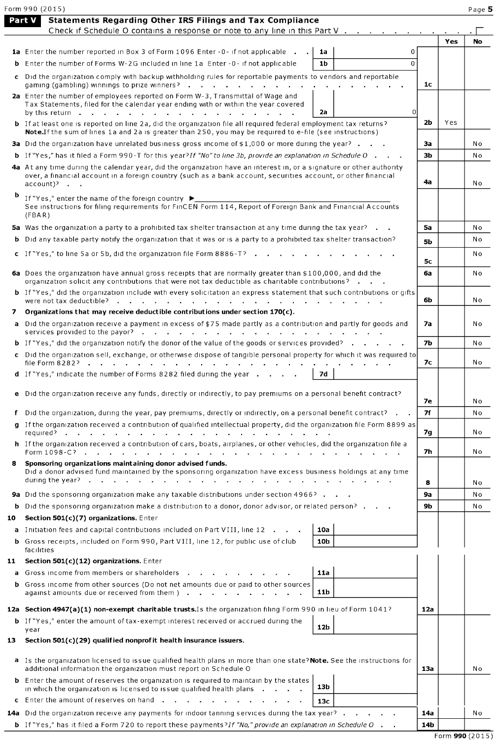Form 990 (2015)

## Part V Statements Regarding Other IRS Filings and Tax Compliance

Check if Schedule O contains a response or note to any line in this Part V . . . . . . . . . . . ☐

| | | | | | Yes | No |
|---|---|---|---|---|---|---|
| **1a** | Enter the number reported in Box 3 of Form 1096 Enter -0- if not applicable . . | 1a | 0 | | | |
| **b** | Enter the number of Forms W-2G included in line 1a Enter -0- if not applicable | 1b | 0 | | | |
| **c** | Did the organization comply with backup withholding rules for reportable payments to vendors and reportable gaming (gambling) winnings to prize winners? . . . . . . . . . . . . . . | | | 1c | | |
| **2a** | Enter the number of employees reported on Form W-3, Transmittal of Wage and Tax Statements, filed for the calendar year ending with or within the year covered by this return . . . . . . . . . . . . . . . . . | 2a | 0 | | | |
| **b** | If at least one is reported on line 2a, did the organization file all required federal employment tax returns? **Note.** If the sum of lines 1a and 2a is greater than 250, you may be required to e-file (see instructions) | | | 2b | Yes | |
| **3a** | Did the organization have unrelated business gross income of $1,000 or more during the year? . . . | | | 3a | | No |
| **b** | If "Yes," has it filed a Form 990-T for this year? *If "No" to line 3b, provide an explanation in Schedule O* . . . | | | 3b | | No |
| **4a** | At any time during the calendar year, did the organization have an interest in, or a signature or other authority over, a financial account in a foreign country (such as a bank account, securities account, or other financial account)? . . | | | 4a | | No |
| **b** | If "Yes," enter the name of the foreign country ▶ See instructions for filing requirements for FinCEN Form 114, Report of Foreign Bank and Financial Accounts (FBAR) | | | | | |
| **5a** | Was the organization a party to a prohibited tax shelter transaction at any time during the tax year? . . | | | 5a | | No |
| **b** | Did any taxable party notify the organization that it was or is a party to a prohibited tax shelter transaction? | | | 5b | | No |
| **c** | If "Yes," to line 5a or 5b, did the organization file Form 8886-T? . . . . . . . . . . . | | | 5c | | No |
| **6a** | Does the organization have annual gross receipts that are normally greater than $100,000, and did the organization solicit any contributions that were not tax deductible as charitable contributions? . . . | | | 6a | | No |
| **b** | If "Yes," did the organization include with every solicitation an express statement that such contributions or gifts were not tax deductible? . . . . . . . . . . . . . . . . . . . . . . | | | 6b | | No |
| **7** | **Organizations that may receive deductible contributions under section 170(c).** | | | | | |
| **a** | Did the organization receive a payment in excess of $75 made partly as a contribution and partly for goods and services provided to the payor? . . . . . . . . . . . . . . . . . . | | | 7a | | No |
| **b** | If "Yes," did the organization notify the donor of the value of the goods or services provided? . . . . . | | | 7b | | No |
| **c** | Did the organization sell, exchange, or otherwise dispose of tangible personal property for which it was required to file Form 8282? . . . . . . . . . . . . . . . . . . . . . . . . . | | | 7c | | No |
| **d** | If "Yes," indicate the number of Forms 8282 filed during the year . . . . | 7d | | | | |
| **e** | Did the organization receive any funds, directly or indirectly, to pay premiums on a personal benefit contract? | | | 7e | | No |
| **f** | Did the organization, during the year, pay premiums, directly or indirectly, on a personal benefit contract? . . | | | 7f | | No |
| **g** | If the organization received a contribution of qualified intellectual property, did the organization file Form 8899 as required? . . . . . . . . . . . . . . . . . . . . . . . . | | | 7g | | No |
| **h** | If the organization received a contribution of cars, boats, airplanes, or other vehicles, did the organization file a Form 1098-C? . . . . . . . . . . . . . . . . . . . . . . . . . | | | 7h | | No |
| **8** | **Sponsoring organizations maintaining donor advised funds.** Did a donor advised fund maintained by the sponsoring organization have excess business holdings at any time during the year? . . . . . . . . . . . . . . . . . . . . . . . . . | | | 8 | | No |
| **9a** | Did the sponsoring organization make any taxable distributions under section 4966? . . . | | | 9a | | No |
| **b** | Did the sponsoring organization make a distribution to a donor, donor advisor, or related person? . . . | | | 9b | | No |
| **10** | **Section 501(c)(7) organizations.** Enter | | | | | |
| **a** | Initiation fees and capital contributions included on Part VIII, line 12 . . . | 10a | | | | |
| **b** | Gross receipts, included on Form 990, Part VIII, line 12, for public use of club facilities | 10b | | | | |
| **11** | **Section 501(c)(12) organizations.** Enter | | | | | |
| **a** | Gross income from members or shareholders . . . . . . . . . . | 11a | | | | |
| **b** | Gross income from other sources (Do not net amounts due or paid to other sources against amounts due or received from them ) . . . . . . . . . . . | 11b | | | | |
| **12a** | **Section 4947(a)(1) non-exempt charitable trusts.** Is the organization filing Form 990 in lieu of Form 1041? | | | 12a | | |
| **b** | If "Yes," enter the amount of tax-exempt interest received or accrued during the year | 12b | | | | |
| **13** | **Section 501(c)(29) qualified nonprofit health insurance issuers.** | | | | | |
| **a** | Is the organization licensed to issue qualified health plans in more than one state? **Note.** See the instructions for additional information the organization must report on Schedule O | | | 13a | | No |
| **b** | Enter the amount of reserves the organization is required to maintain by the states in which the organization is licensed to issue qualified health plans . . . . | 13b | | | | |
| **c** | Enter the amount of reserves on hand . . . . . . . . . . . . . | 13c | | | | |
| **14a** | Did the organization receive any payments for indoor tanning services during the tax year? . . . . . | | | 14a | | No |
| **b** | If "Yes," has it filed a Form 720 to report these payments? *If "No," provide an explanation in Schedule O* . . | | | 14b | | |

Form **990** (2015)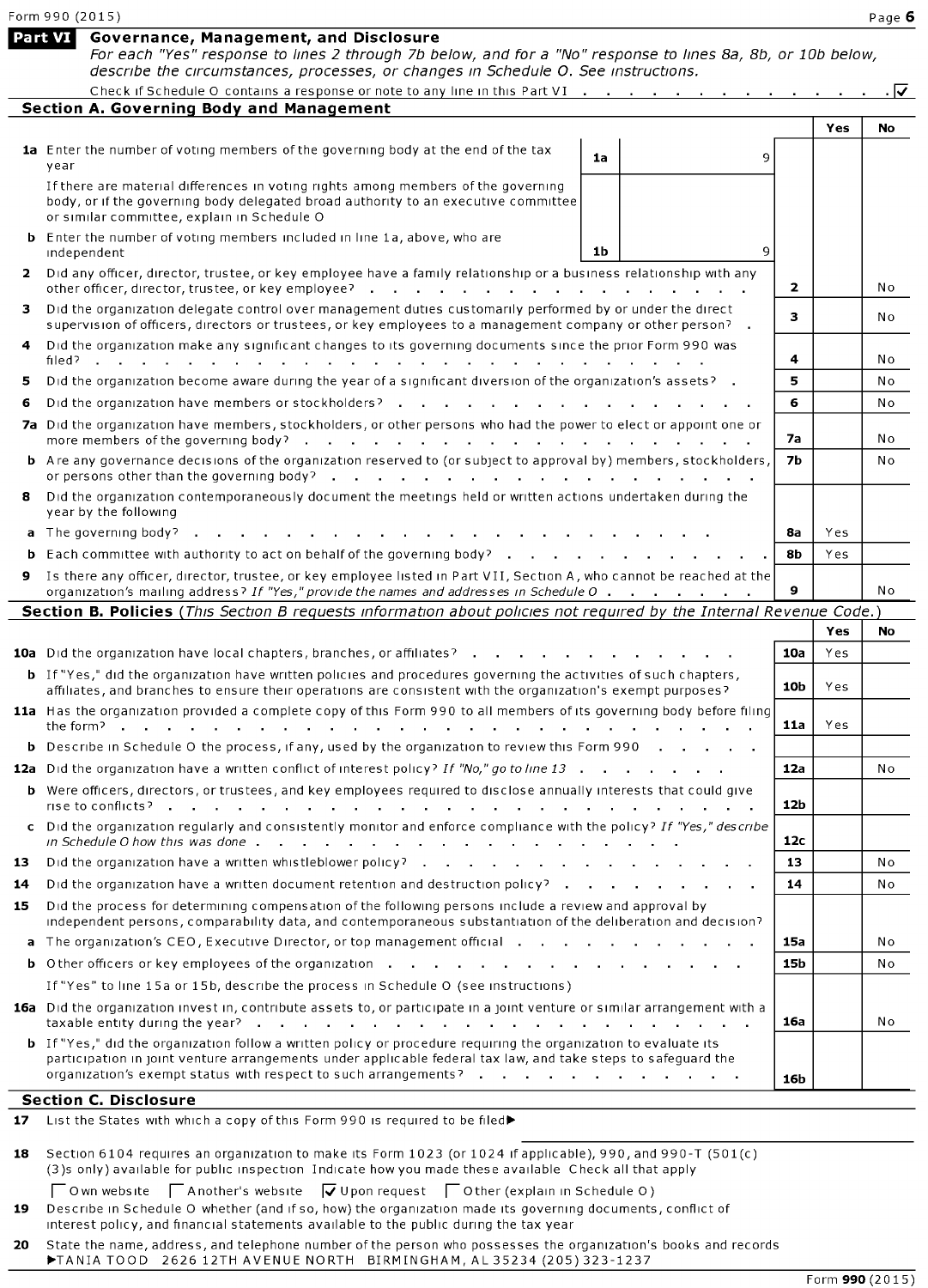Form 990 (2015)

## Part VI Governance, Management, and Disclosure

*For each "Yes" response to lines 2 through 7b below, and for a "No" response to lines 8a, 8b, or 10b below, describe the circumstances, processes, or changes in Schedule O. See instructions.*

Check if Schedule O contains a response or note to any line in this Part VI . . . . . . . . . . . . . . ☑

### Section A. Governing Body and Management

| | | | | Yes | No |
|---|---|---|---|---|---|
| **1a** Enter the number of voting members of the governing body at the end of the tax year | 1a | 9 | | | |
| If there are material differences in voting rights among members of the governing body, or if the governing body delegated broad authority to an executive committee or similar committee, explain in Schedule O | | | | | |
| **b** Enter the number of voting members included in line 1a, above, who are independent | 1b | 9 | | | |
| **2** Did any officer, director, trustee, or key employee have a family relationship or a business relationship with any other officer, director, trustee, or key employee? | | | 2 | | No |
| **3** Did the organization delegate control over management duties customarily performed by or under the direct supervision of officers, directors or trustees, or key employees to a management company or other person? | | | 3 | | No |
| **4** Did the organization make any significant changes to its governing documents since the prior Form 990 was filed? | | | 4 | | No |
| **5** Did the organization become aware during the year of a significant diversion of the organization's assets? | | | 5 | | No |
| **6** Did the organization have members or stockholders? | | | 6 | | No |
| **7a** Did the organization have members, stockholders, or other persons who had the power to elect or appoint one or more members of the governing body? | | | 7a | | No |
| **b** Are any governance decisions of the organization reserved to (or subject to approval by) members, stockholders, or persons other than the governing body? | | | 7b | | No |
| **8** Did the organization contemporaneously document the meetings held or written actions undertaken during the year by the following | | | | | |
| **a** The governing body? | | | 8a | Yes | |
| **b** Each committee with authority to act on behalf of the governing body? | | | 8b | Yes | |
| **9** Is there any officer, director, trustee, or key employee listed in Part VII, Section A, who cannot be reached at the organization's mailing address? *If "Yes," provide the names and addresses in Schedule O* | | | 9 | | No |

### Section B. Policies *(This Section B requests information about policies not required by the Internal Revenue Code.)*

| | | Yes | No |
|---|---|---|---|
| **10a** Did the organization have local chapters, branches, or affiliates? | 10a | Yes | |
| **b** If "Yes," did the organization have written policies and procedures governing the activities of such chapters, affiliates, and branches to ensure their operations are consistent with the organization's exempt purposes? | 10b | Yes | |
| **11a** Has the organization provided a complete copy of this Form 990 to all members of its governing body before filing the form? | 11a | Yes | |
| **b** Describe in Schedule O the process, if any, used by the organization to review this Form 990 | | | |
| **12a** Did the organization have a written conflict of interest policy? *If "No," go to line 13* | 12a | | No |
| **b** Were officers, directors, or trustees, and key employees required to disclose annually interests that could give rise to conflicts? | 12b | | |
| **c** Did the organization regularly and consistently monitor and enforce compliance with the policy? *If "Yes," describe in Schedule O how this was done* | 12c | | |
| **13** Did the organization have a written whistleblower policy? | 13 | | No |
| **14** Did the organization have a written document retention and destruction policy? | 14 | | No |
| **15** Did the process for determining compensation of the following persons include a review and approval by independent persons, comparability data, and contemporaneous substantiation of the deliberation and decision? | | | |
| **a** The organization's CEO, Executive Director, or top management official | 15a | | No |
| **b** Other officers or key employees of the organization | 15b | | No |
| If "Yes" to line 15a or 15b, describe the process in Schedule O (see instructions) | | | |
| **16a** Did the organization invest in, contribute assets to, or participate in a joint venture or similar arrangement with a taxable entity during the year? | 16a | | No |
| **b** If "Yes," did the organization follow a written policy or procedure requiring the organization to evaluate its participation in joint venture arrangements under applicable federal tax law, and take steps to safeguard the organization's exempt status with respect to such arrangements? | 16b | | |

### Section C. Disclosure

**17** List the States with which a copy of this Form 990 is required to be filed▶

**18** Section 6104 requires an organization to make its Form 1023 (or 1024 if applicable), 990, and 990-T (501(c)(3)s only) available for public inspection Indicate how you made these available Check all that apply

☐ Own website ☐ Another's website ☑ Upon request ☐ Other (explain in Schedule O)

**19** Describe in Schedule O whether (and if so, how) the organization made its governing documents, conflict of interest policy, and financial statements available to the public during the tax year

**20** State the name, address, and telephone number of the person who possesses the organization's books and records
▶TANIA TOOD 2626 12TH AVENUE NORTH BIRMINGHAM, AL 35234 (205) 323-1237

Form **990** (2015)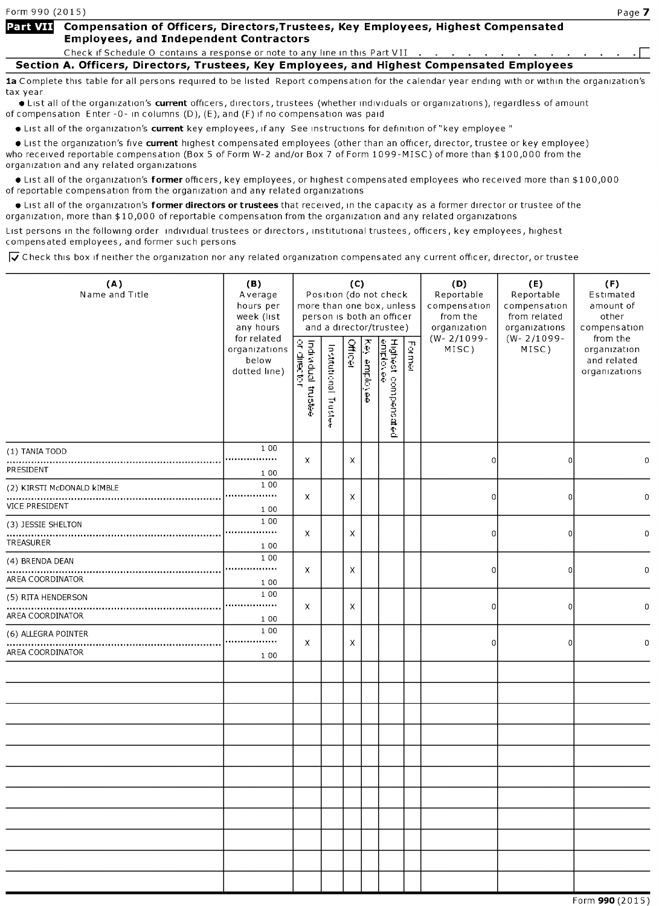Form 990 (2015)

## Part VII Compensation of Officers, Directors, Trustees, Key Employees, Highest Compensated Employees, and Independent Contractors

Check if Schedule O contains a response or note to any line in this Part VII . . . . . . . . . . . . . . ☐

### Section A. Officers, Directors, Trustees, Key Employees, and Highest Compensated Employees

**1a** Complete this table for all persons required to be listed Report compensation for the calendar year ending with or within the organization's tax year

- List all of the organization's **current** officers, directors, trustees (whether individuals or organizations), regardless of amount of compensation Enter -0- in columns (D), (E), and (F) if no compensation was paid
- List all of the organization's **current** key employees, if any See instructions for definition of "key employee "
- List the organization's five **current** highest compensated employees (other than an officer, director, trustee or key employee) who received reportable compensation (Box 5 of Form W-2 and/or Box 7 of Form 1099-MISC) of more than $100,000 from the organization and any related organizations
- List all of the organization's **former** officers, key employees, or highest compensated employees who received more than $100,000 of reportable compensation from the organization and any related organizations
- List all of the organization's **former directors or trustees** that received, in the capacity as a former director or trustee of the organization, more than $10,000 of reportable compensation from the organization and any related organizations

List persons in the following order individual trustees or directors, institutional trustees, officers, key employees, highest compensated employees, and former such persons

☑ Check this box if neither the organization nor any related organization compensated any current officer, director, or trustee

| (A) Name and Title | (B) Average hours per week (list any hours for related organizations below dotted line) | (C) Position (do not check more than one box, unless person is both an officer and a director/trustee) Individual trustee or director | Institutional Trustee | Officer | Key employee | Highest compensated employee | Former | (D) Reportable compensation from the organization (W-2/1099-MISC) | (E) Reportable compensation from related organizations (W-2/1099-MISC) | (F) Estimated amount of other compensation from the organization and related organizations |
|---|---|---|---|---|---|---|---|---|---|---|
| (1) TANIA TODD<br>PRESIDENT | 1 00<br>1 00 | X | | X | | | | 0 | 0 | 0 |
| (2) KIRSTI McDONALD kIMBLE<br>VICE PRESIDENT | 1 00<br>1 00 | X | | X | | | | 0 | 0 | 0 |
| (3) JESSIE SHELTON<br>TREASURER | 1 00<br>1 00 | X | | X | | | | 0 | 0 | 0 |
| (4) BRENDA DEAN<br>AREA COORDINATOR | 1 00<br>1 00 | X | | X | | | | 0 | 0 | 0 |
| (5) RITA HENDERSON<br>AREA COORDINATOR | 1 00<br>1 00 | X | | X | | | | 0 | 0 | 0 |
| (6) ALLEGRA POINTER<br>AREA COORDINATOR | 1 00<br>1 00 | X | | X | | | | 0 | 0 | 0 |

Form **990** (2015)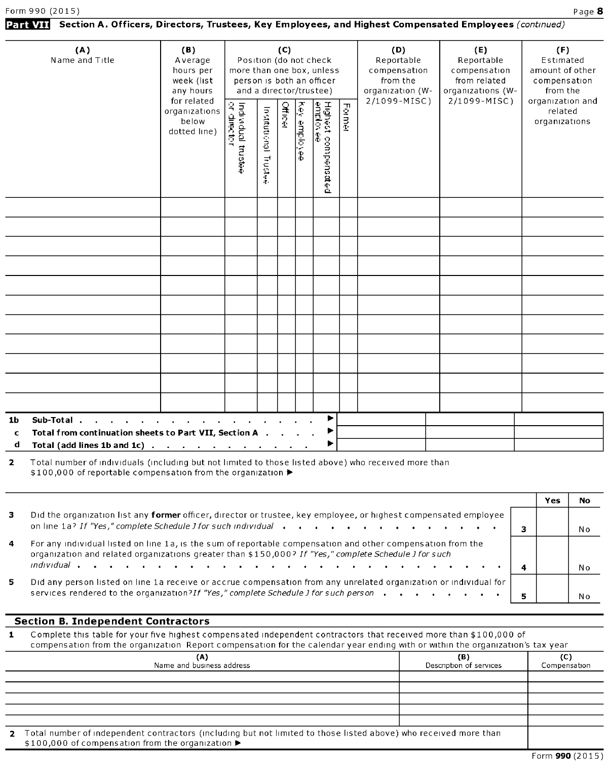Form 990 (2015) Page **8**

**Part VII** **Section A. Officers, Directors, Trustees, Key Employees, and Highest Compensated Employees** *(continued)*

| (A) Name and Title | (B) Average hours per week (list any hours for related organizations below dotted line) | (C) Position (do not check more than one box, unless person is both an officer and a director/trustee) | | | | | | (D) Reportable compensation from the organization (W-2/1099-MISC) | (E) Reportable compensation from related organizations (W-2/1099-MISC) | (F) Estimated amount of other compensation from the organization and related organizations |
|---|---|---|---|---|---|---|---|---|---|---|
| | | Individual trustee or director | Institutional Trustee | Officer | Key employee | Highest compensated employee | Former | | | |
| | | | | | | | | | | |
| | | | | | | | | | | |
| | | | | | | | | | | |
| | | | | | | | | | | |
| | | | | | | | | | | |
| | | | | | | | | | | |
| | | | | | | | | | | |
| | | | | | | | | | | |
| | | | | | | | | | | |
| | | | | | | | | | | |
| | | | | | | | | | | |

| | | (D) | (E) | (F) |
|---|---|---|---|---|
| 1b | Sub-Total . . . ▶ | | | |
| c | Total from continuation sheets to Part VII, Section A . . . ▶ | | | |
| d | Total (add lines 1b and 1c) . . . ▶ | | | |

**2** Total number of individuals (including but not limited to those listed above) who received more than $100,000 of reportable compensation from the organization ▶

| | | | Yes | No |
|---|---|---|---|---|
| **3** | Did the organization list any **former** officer, director or trustee, key employee, or highest compensated employee on line 1a? *If "Yes," complete Schedule J for such individual* | 3 | | No |
| **4** | For any individual listed on line 1a, is the sum of reportable compensation and other compensation from the organization and related organizations greater than $150,000? *If "Yes," complete Schedule J for such individual* | 4 | | No |
| **5** | Did any person listed on line 1a receive or accrue compensation from any unrelated organization or individual for services rendered to the organization? *If "Yes," complete Schedule J for such person* | 5 | | No |

## Section B. Independent Contractors

**1** Complete this table for your five highest compensated independent contractors that received more than $100,000 of compensation from the organization Report compensation for the calendar year ending with or within the organization's tax year

| (A) Name and business address | (B) Description of services | (C) Compensation |
|---|---|---|
| | | |
| | | |
| | | |
| | | |
| | | |

**2** Total number of independent contractors (including but not limited to those listed above) who received more than $100,000 of compensation from the organization ▶

Form **990** (2015)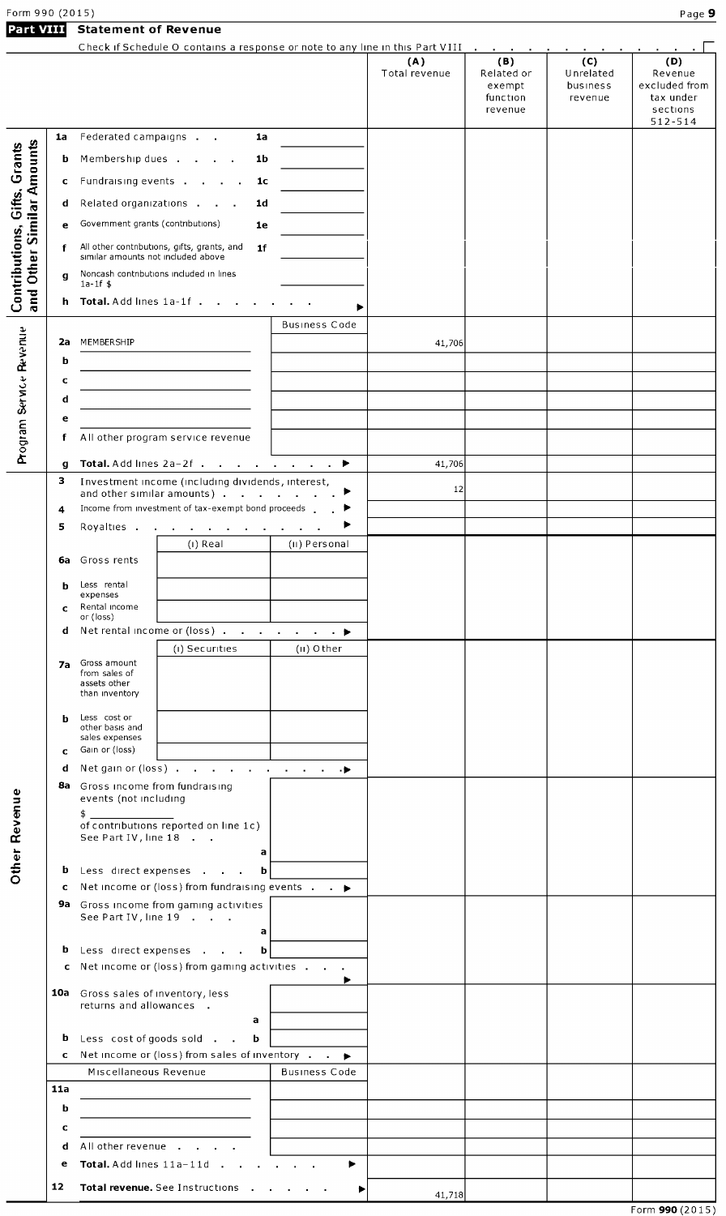Form 990 (2015)

## Part VIII Statement of Revenue

Check if Schedule O contains a response or note to any line in this Part VIII . . . . . . . . . . . . . . ☐

| | | | | (A) Total revenue | (B) Related or exempt function revenue | (C) Unrelated business revenue | (D) Revenue excluded from tax under sections 512-514 |
|---|---|---|---|---|---|---|---|
| **Contributions, Gifts, Grants and Other Similar Amounts** | 1a | Federated campaigns . . | 1a | | | | |
| | b | Membership dues . . . . | 1b | | | | |
| | c | Fundraising events . . . . | 1c | | | | |
| | d | Related organizations . . . | 1d | | | | |
| | e | Government grants (contributions) | 1e | | | | |
| | f | All other contributions, gifts, grants, and similar amounts not included above | 1f | | | | |
| | g | Noncash contributions included in lines 1a-1f $ | | | | | |
| | h | **Total.** Add lines 1a-1f . . . . . . . ▶ | | | | | |
| **Program Service Revenue** | | | Business Code | | | | |
| | 2a | MEMBERSHIP | | 41,706 | | | |
| | b | | | | | | |
| | c | | | | | | |
| | d | | | | | | |
| | e | | | | | | |
| | f | All other program service revenue | | | | | |
| | g | **Total.** Add lines 2a-2f . . . . . . . . ▶ | | 41,706 | | | |
| **Other Revenue** | 3 | Investment income (including dividends, interest, and other similar amounts) . . . . . . . ▶ | | 12 | | | |
| | 4 | Income from investment of tax-exempt bond proceeds . . ▶ | | | | | |
| | 5 | Royalties . . . . . . . . . . . . ▶ | | | | | |
| | | | (i) Real / (ii) Personal | | | | |
| | 6a | Gross rents | | | | | |
| | b | Less rental expenses | | | | | |
| | c | Rental income or (loss) | | | | | |
| | d | Net rental income or (loss) . . . . . . . . ▶ | | | | | |
| | | | (i) Securities / (ii) Other | | | | |
| | 7a | Gross amount from sales of assets other than inventory | | | | | |
| | b | Less cost or other basis and sales expenses | | | | | |
| | c | Gain or (loss) | | | | | |
| | d | Net gain or (loss) . . . . . . . . . . ▶ | | | | | |
| | 8a | Gross income from fundraising events (not including $ ______ of contributions reported on line 1c) See Part IV, line 18 . . | a | | | | |
| | b | Less direct expenses . . . . | b | | | | |
| | c | Net income or (loss) from fundraising events . . ▶ | | | | | |
| | 9a | Gross income from gaming activities See Part IV, line 19 . . . | a | | | | |
| | b | Less direct expenses . . . . | b | | | | |
| | c | Net income or (loss) from gaming activities . . . ▶ | | | | | |
| | 10a | Gross sales of inventory, less returns and allowances . | a | | | | |
| | b | Less cost of goods sold . . | b | | | | |
| | c | Net income or (loss) from sales of inventory . . ▶ | | | | | |
| | | Miscellaneous Revenue | Business Code | | | | |
| | 11a | | | | | | |
| | b | | | | | | |
| | c | | | | | | |
| | d | All other revenue . . . . | | | | | |
| | e | **Total.** Add lines 11a-11d . . . . . . ▶ | | | | | |
| | 12 | **Total revenue.** See Instructions . . . . . ▶ | | 41,718 | | | |

Form **990** (2015)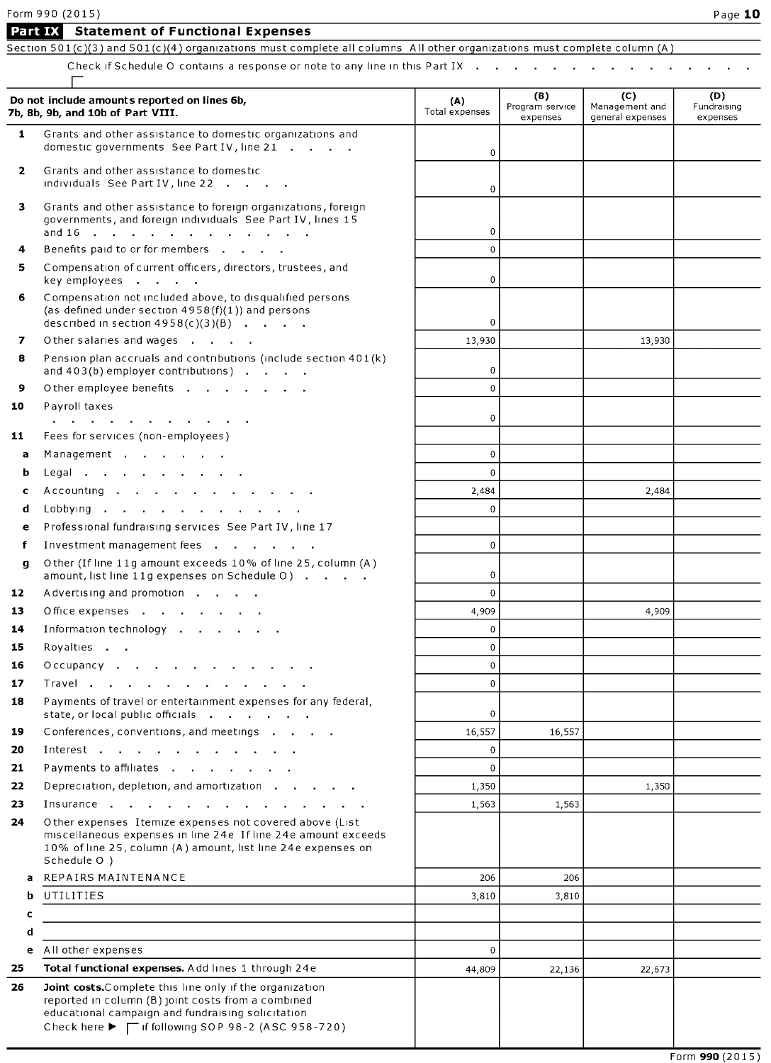## Part IX Statement of Functional Expenses

Section 501(c)(3) and 501(c)(4) organizations must complete all columns All other organizations must complete column (A)

Check if Schedule O contains a response or note to any line in this Part IX . . . . . . . . . . . . . . . ☐

| Do not include amounts reported on lines 6b, 7b, 8b, 9b, and 10b of Part VIII. | (A) Total expenses | (B) Program service expenses | (C) Management and general expenses | (D) Fundraising expenses |
|---|---|---|---|---|
| **1** Grants and other assistance to domestic organizations and domestic governments See Part IV, line 21 | 0 | | | |
| **2** Grants and other assistance to domestic individuals See Part IV, line 22 | 0 | | | |
| **3** Grants and other assistance to foreign organizations, foreign governments, and foreign individuals See Part IV, lines 15 and 16 | 0 | | | |
| **4** Benefits paid to or for members | 0 | | | |
| **5** Compensation of current officers, directors, trustees, and key employees | 0 | | | |
| **6** Compensation not included above, to disqualified persons (as defined under section 4958(f)(1)) and persons described in section 4958(c)(3)(B) | 0 | | | |
| **7** Other salaries and wages | 13,930 | | 13,930 | |
| **8** Pension plan accruals and contributions (include section 401(k) and 403(b) employer contributions) | 0 | | | |
| **9** Other employee benefits | 0 | | | |
| **10** Payroll taxes | 0 | | | |
| **11** Fees for services (non-employees) | | | | |
| **a** Management | 0 | | | |
| **b** Legal | 0 | | | |
| **c** Accounting | 2,484 | | 2,484 | |
| **d** Lobbying | 0 | | | |
| **e** Professional fundraising services See Part IV, line 17 | | | | |
| **f** Investment management fees | 0 | | | |
| **g** Other (If line 11g amount exceeds 10% of line 25, column (A) amount, list line 11g expenses on Schedule O) | 0 | | | |
| **12** Advertising and promotion | 0 | | | |
| **13** Office expenses | 4,909 | | 4,909 | |
| **14** Information technology | 0 | | | |
| **15** Royalties | 0 | | | |
| **16** Occupancy | 0 | | | |
| **17** Travel | 0 | | | |
| **18** Payments of travel or entertainment expenses for any federal, state, or local public officials | 0 | | | |
| **19** Conferences, conventions, and meetings | 16,557 | 16,557 | | |
| **20** Interest | 0 | | | |
| **21** Payments to affiliates | 0 | | | |
| **22** Depreciation, depletion, and amortization | 1,350 | | 1,350 | |
| **23** Insurance | 1,563 | 1,563 | | |
| **24** Other expenses Itemize expenses not covered above (List miscellaneous expenses in line 24e If line 24e amount exceeds 10% of line 25, column (A) amount, list line 24e expenses on Schedule O ) | | | | |
| **a** REPAIRS MAINTENANCE | 206 | 206 | | |
| **b** UTILITIES | 3,810 | 3,810 | | |
| **c** | | | | |
| **d** | | | | |
| **e** All other expenses | 0 | | | |
| **25** **Total functional expenses.** Add lines 1 through 24e | 44,809 | 22,136 | 22,673 | |
| **26** **Joint costs.** Complete this line only if the organization reported in column (B) joint costs from a combined educational campaign and fundraising solicitation Check here ▶ ☐ if following SOP 98-2 (ASC 958-720) | | | | |

Form **990** (2015)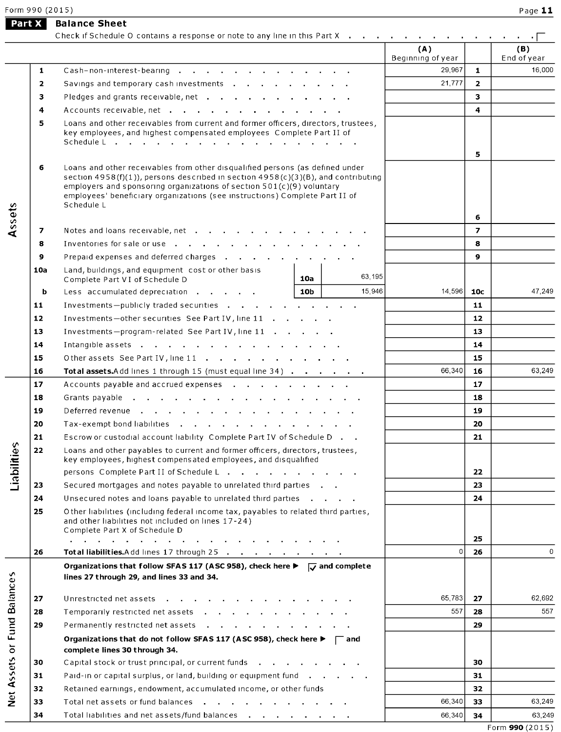## Part X Balance Sheet

Check if Schedule O contains a response or note to any line in this Part X . . . . . . . . . . . . . . . ☐

| | | | | | (A) Beginning of year | | (B) End of year |
|---|---|---|---|---|---|---|---|
| **Assets** | 1 | Cash–non-interest-bearing | | | 29,967 | 1 | 16,000 |
| | 2 | Savings and temporary cash investments | | | 21,777 | 2 | |
| | 3 | Pledges and grants receivable, net | | | | 3 | |
| | 4 | Accounts receivable, net | | | | 4 | |
| | 5 | Loans and other receivables from current and former officers, directors, trustees, key employees, and highest compensated employees Complete Part II of Schedule L | | | | 5 | |
| | 6 | Loans and other receivables from other disqualified persons (as defined under section 4958(f)(1)), persons described in section 4958(c)(3)(B), and contributing employers and sponsoring organizations of section 501(c)(9) voluntary employees' beneficiary organizations (see instructions) Complete Part II of Schedule L | | | | 6 | |
| | 7 | Notes and loans receivable, net | | | | 7 | |
| | 8 | Inventories for sale or use | | | | 8 | |
| | 9 | Prepaid expenses and deferred charges | | | | 9 | |
| | 10a | Land, buildings, and equipment cost or other basis Complete Part VI of Schedule D | 10a | 63,195 | | | |
| | b | Less accumulated depreciation | 10b | 15,946 | 14,596 | 10c | 47,249 |
| | 11 | Investments—publicly traded securities | | | | 11 | |
| | 12 | Investments—other securities See Part IV, line 11 | | | | 12 | |
| | 13 | Investments—program-related See Part IV, line 11 | | | | 13 | |
| | 14 | Intangible assets | | | | 14 | |
| | 15 | Other assets See Part IV, line 11 | | | | 15 | |
| | 16 | **Total assets.** Add lines 1 through 15 (must equal line 34) | | | 66,340 | 16 | 63,249 |
| **Liabilities** | 17 | Accounts payable and accrued expenses | | | | 17 | |
| | 18 | Grants payable | | | | 18 | |
| | 19 | Deferred revenue | | | | 19 | |
| | 20 | Tax-exempt bond liabilities | | | | 20 | |
| | 21 | Escrow or custodial account liability Complete Part IV of Schedule D | | | | 21 | |
| | 22 | Loans and other payables to current and former officers, directors, trustees, key employees, highest compensated employees, and disqualified persons Complete Part II of Schedule L | | | | 22 | |
| | 23 | Secured mortgages and notes payable to unrelated third parties | | | | 23 | |
| | 24 | Unsecured notes and loans payable to unrelated third parties | | | | 24 | |
| | 25 | Other liabilities (including federal income tax, payables to related third parties, and other liabilities not included on lines 17-24) Complete Part X of Schedule D | | | | 25 | |
| | 26 | **Total liabilities.** Add lines 17 through 25 | | | 0 | 26 | 0 |
| **Net Assets or Fund Balances** | | **Organizations that follow SFAS 117 (ASC 958), check here ▶ ☑ and complete lines 27 through 29, and lines 33 and 34.** | | | | | |
| | 27 | Unrestricted net assets | | | 65,783 | 27 | 62,692 |
| | 28 | Temporarily restricted net assets | | | 557 | 28 | 557 |
| | 29 | Permanently restricted net assets | | | | 29 | |
| | | **Organizations that do not follow SFAS 117 (ASC 958), check here ▶ ☐ and complete lines 30 through 34.** | | | | | |
| | 30 | Capital stock or trust principal, or current funds | | | | 30 | |
| | 31 | Paid-in or capital surplus, or land, building or equipment fund | | | | 31 | |
| | 32 | Retained earnings, endowment, accumulated income, or other funds | | | | 32 | |
| | 33 | Total net assets or fund balances | | | 66,340 | 33 | 63,249 |
| | 34 | Total liabilities and net assets/fund balances | | | 66,340 | 34 | 63,249 |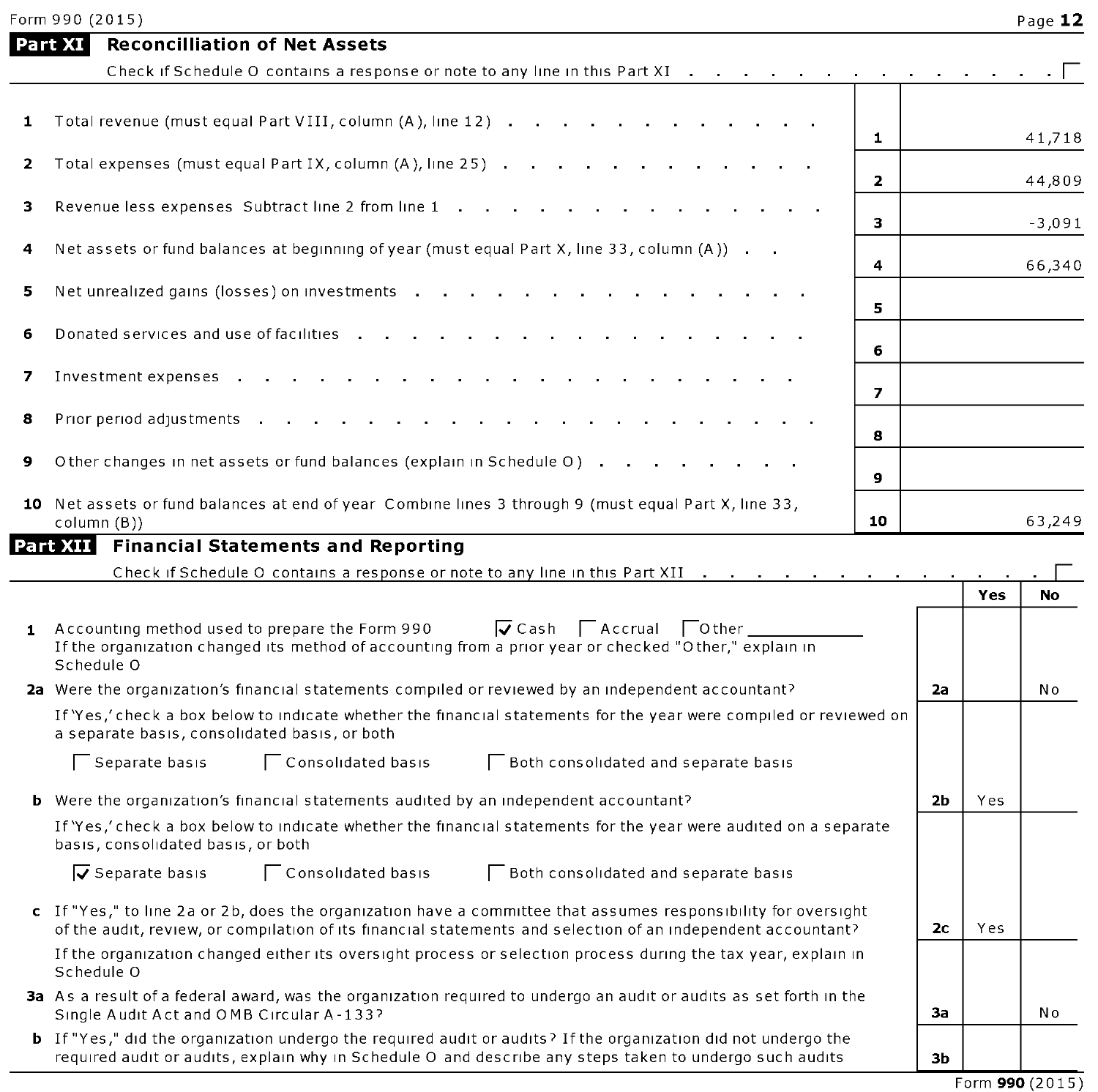## Part XI Reconciliation of Net Assets

Check if Schedule O contains a response or note to any line in this Part XI . . . . . . . . . . . . . . ☐

| | | | |
|---|---|---|---|
| 1 | Total revenue (must equal Part VIII, column (A), line 12) | 1 | 41,718 |
| 2 | Total expenses (must equal Part IX, column (A), line 25) | 2 | 44,809 |
| 3 | Revenue less expenses Subtract line 2 from line 1 | 3 | -3,091 |
| 4 | Net assets or fund balances at beginning of year (must equal Part X, line 33, column (A)) | 4 | 66,340 |
| 5 | Net unrealized gains (losses) on investments | 5 | |
| 6 | Donated services and use of facilities | 6 | |
| 7 | Investment expenses | 7 | |
| 8 | Prior period adjustments | 8 | |
| 9 | Other changes in net assets or fund balances (explain in Schedule O) | 9 | |
| 10 | Net assets or fund balances at end of year Combine lines 3 through 9 (must equal Part X, line 33, column (B)) | 10 | 63,249 |

## Part XII Financial Statements and Reporting

Check if Schedule O contains a response or note to any line in this Part XII . . . . . . . . . . . . . ☐

| | | | Yes | No |
|---|---|---|---|---|
| 1 | Accounting method used to prepare the Form 990 ☑ Cash ☐ Accrual ☐ Other ____________ If the organization changed its method of accounting from a prior year or checked "Other," explain in Schedule O | | | |
| 2a | Were the organization's financial statements compiled or reviewed by an independent accountant? | 2a | | No |
| | If 'Yes,' check a box below to indicate whether the financial statements for the year were compiled or reviewed on a separate basis, consolidated basis, or both<br>☐ Separate basis ☐ Consolidated basis ☐ Both consolidated and separate basis | | | |
| b | Were the organization's financial statements audited by an independent accountant? | 2b | Yes | |
| | If 'Yes,' check a box below to indicate whether the financial statements for the year were audited on a separate basis, consolidated basis, or both<br>☑ Separate basis ☐ Consolidated basis ☐ Both consolidated and separate basis | | | |
| c | If "Yes," to line 2a or 2b, does the organization have a committee that assumes responsibility for oversight of the audit, review, or compilation of its financial statements and selection of an independent accountant? | 2c | Yes | |
| | If the organization changed either its oversight process or selection process during the tax year, explain in Schedule O | | | |
| 3a | As a result of a federal award, was the organization required to undergo an audit or audits as set forth in the Single Audit Act and OMB Circular A-133? | 3a | | No |
| b | If "Yes," did the organization undergo the required audit or audits? If the organization did not undergo the required audit or audits, explain why in Schedule O and describe any steps taken to undergo such audits | 3b | | |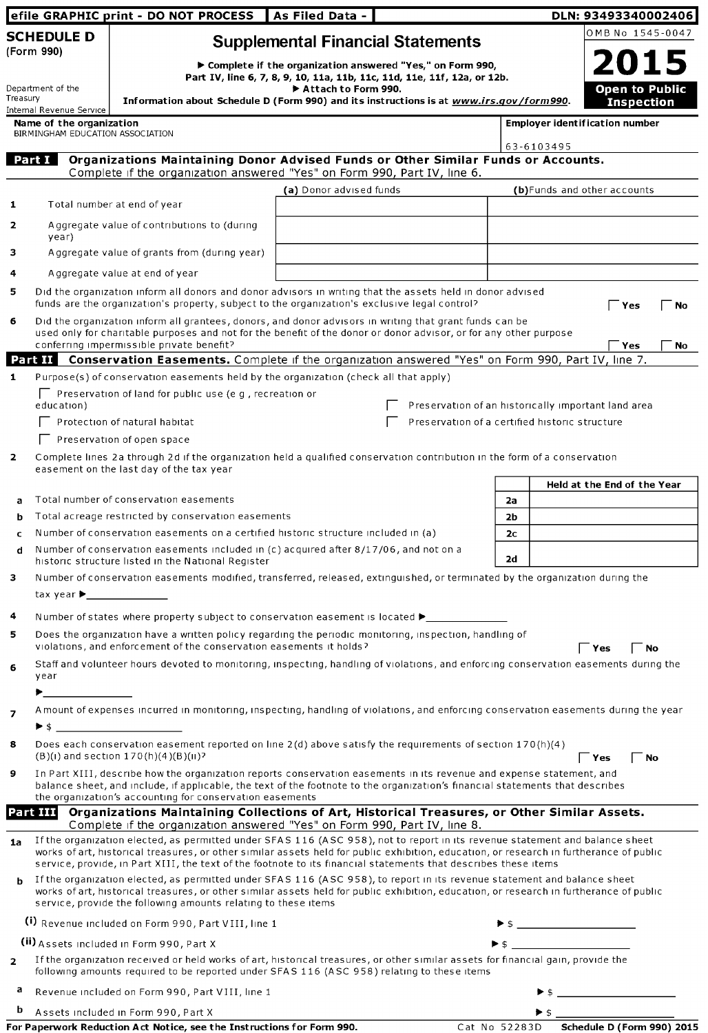efile GRAPHIC print - DO NOT PROCESS | As Filed Data - | DLN: 93493340002406

# SCHEDULE D (Form 990)

## Supplemental Financial Statements

▶ Complete if the organization answered "Yes," on Form 990, Part IV, line 6, 7, 8, 9, 10, 11a, 11b, 11c, 11d, 11e, 11f, 12a, or 12b.
▶ Attach to Form 990.
Information about Schedule D (Form 990) and its instructions is at www.irs.gov/form990.

OMB No 1545-0047

**2015**

**Open to Public Inspection**

Department of the Treasury
Internal Revenue Service

**Name of the organization**
BIRMINGHAM EDUCATION ASSOCIATION

**Employer identification number**
63-6103495

### Part I Organizations Maintaining Donor Advised Funds or Other Similar Funds or Accounts.
Complete if the organization answered "Yes" on Form 990, Part IV, line 6.

| | | (a) Donor advised funds | (b) Funds and other accounts |
|---|---|---|---|
| 1 | Total number at end of year | | |
| 2 | Aggregate value of contributions to (during year) | | |
| 3 | Aggregate value of grants from (during year) | | |
| 4 | Aggregate value at end of year | | |

**5** Did the organization inform all donors and donor advisors in writing that the assets held in donor advised funds are the organization's property, subject to the organization's exclusive legal control? ☐ Yes ☐ No

**6** Did the organization inform all grantees, donors, and donor advisors in writing that grant funds can be used only for charitable purposes and not for the benefit of the donor or donor advisor, or for any other purpose conferring impermissible private benefit? ☐ Yes ☐ No

### Part II Conservation Easements.
Complete if the organization answered "Yes" on Form 990, Part IV, line 7.

**1** Purpose(s) of conservation easements held by the organization (check all that apply)

☐ Preservation of land for public use (e g , recreation or education)
☐ Preservation of an historically important land area
☐ Protection of natural habitat
☐ Preservation of a certified historic structure
☐ Preservation of open space

**2** Complete lines 2a through 2d if the organization held a qualified conservation contribution in the form of a conservation easement on the last day of the tax year

| | | | Held at the End of the Year |
|---|---|---|---|
| a | Total number of conservation easements | 2a | |
| b | Total acreage restricted by conservation easements | 2b | |
| c | Number of conservation easements on a certified historic structure included in (a) | 2c | |
| d | Number of conservation easements included in (c) acquired after 8/17/06, and not on a historic structure listed in the National Register | 2d | |

**3** Number of conservation easements modified, transferred, released, extinguished, or terminated by the organization during the tax year ▶ ______

**4** Number of states where property subject to conservation easement is located ▶ ______

**5** Does the organization have a written policy regarding the periodic monitoring, inspection, handling of violations, and enforcement of the conservation easements it holds? ☐ Yes ☐ No

**6** Staff and volunteer hours devoted to monitoring, inspecting, handling of violations, and enforcing conservation easements during the year
▶ ______

**7** Amount of expenses incurred in monitoring, inspecting, handling of violations, and enforcing conservation easements during the year
▶ $ ______

**8** Does each conservation easement reported on line 2(d) above satisfy the requirements of section 170(h)(4)(B)(i) and section 170(h)(4)(B)(ii)? ☐ Yes ☐ No

**9** In Part XIII, describe how the organization reports conservation easements in its revenue and expense statement, and balance sheet, and include, if applicable, the text of the footnote to the organization's financial statements that describes the organization's accounting for conservation easements

### Part III Organizations Maintaining Collections of Art, Historical Treasures, or Other Similar Assets.
Complete if the organization answered "Yes" on Form 990, Part IV, line 8.

**1a** If the organization elected, as permitted under SFAS 116 (ASC 958), not to report in its revenue statement and balance sheet works of art, historical treasures, or other similar assets held for public exhibition, education, or research in furtherance of public service, provide, in Part XIII, the text of the footnote to its financial statements that describes these items

**b** If the organization elected, as permitted under SFAS 116 (ASC 958), to report in its revenue statement and balance sheet works of art, historical treasures, or other similar assets held for public exhibition, education, or research in furtherance of public service, provide the following amounts relating to these items

(i) Revenue included on Form 990, Part VIII, line 1 ▶ $ ______

(ii) Assets included in Form 990, Part X ▶ $ ______

**2** If the organization received or held works of art, historical treasures, or other similar assets for financial gain, provide the following amounts required to be reported under SFAS 116 (ASC 958) relating to these items

**a** Revenue included on Form 990, Part VIII, line 1 ▶ $ ______

**b** Assets included in Form 990, Part X ▶ $ ______

For Paperwork Reduction Act Notice, see the Instructions for Form 990. Cat No 52283D Schedule D (Form 990) 2015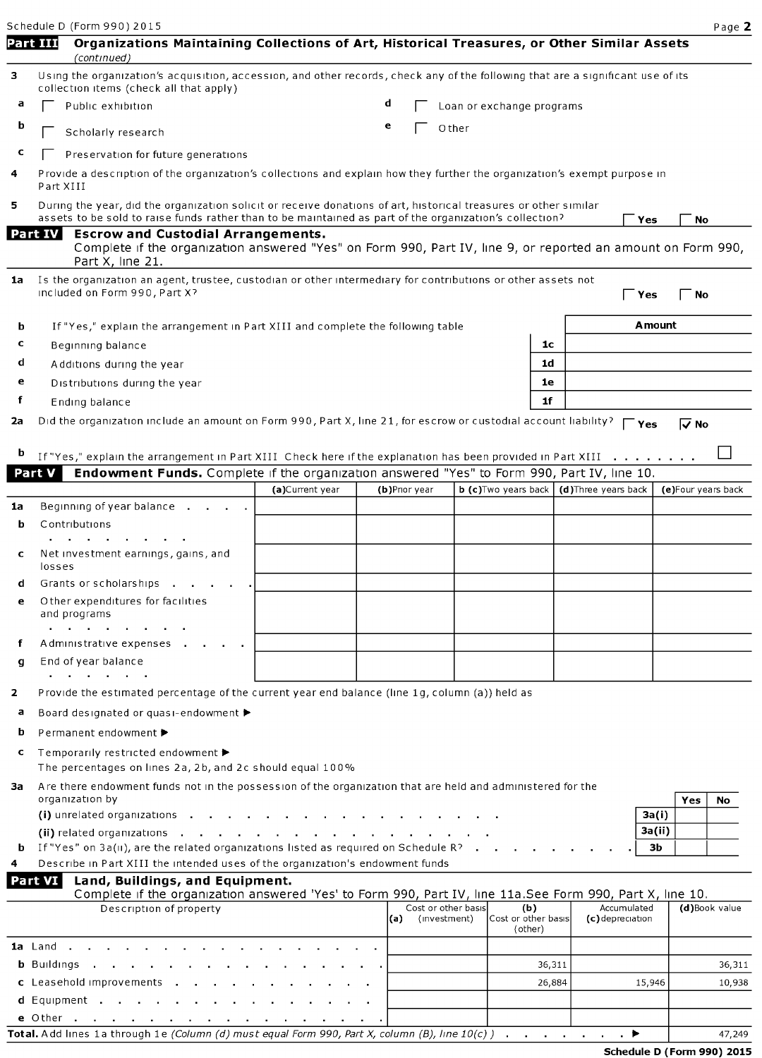## Part III Organizations Maintaining Collections of Art, Historical Treasures, or Other Similar Assets *(continued)*

**3** Using the organization's acquisition, accession, and other records, check any of the following that are a significant use of its collection items (check all that apply)

- **a** ☐ Public exhibition
- **b** ☐ Scholarly research
- **c** ☐ Preservation for future generations
- **d** ☐ Loan or exchange programs
- **e** ☐ Other

**4** Provide a description of the organization's collections and explain how they further the organization's exempt purpose in Part XIII

**5** During the year, did the organization solicit or receive donations of art, historical treasures or other similar assets to be sold to raise funds rather than to be maintained as part of the organization's collection? ☐ Yes ☐ No

## Part IV Escrow and Custodial Arrangements.

Complete if the organization answered "Yes" on Form 990, Part IV, line 9, or reported an amount on Form 990, Part X, line 21.

**1a** Is the organization an agent, trustee, custodian or other intermediary for contributions or other assets not included on Form 990, Part X? ☐ Yes ☐ No

**b** If "Yes," explain the arrangement in Part XIII and complete the following table

| | | | Amount |
|---|---|---|---|
| c | Beginning balance | 1c | |
| d | Additions during the year | 1d | |
| e | Distributions during the year | 1e | |
| f | Ending balance | 1f | |

**2a** Did the organization include an amount on Form 990, Part X, line 21, for escrow or custodial account liability? ☐ Yes ☑ No

**b** If "Yes," explain the arrangement in Part XIII Check here if the explanation has been provided in Part XIII . . . . . . . . ☐

## Part V Endowment Funds. Complete if the organization answered "Yes" to Form 990, Part IV, line 10.

| | | (a) Current year | (b) Prior year | (c) Two years back | (d) Three years back | (e) Four years back |
|---|---|---|---|---|---|---|
| 1a | Beginning of year balance | | | | | |
| b | Contributions | | | | | |
| c | Net investment earnings, gains, and losses | | | | | |
| d | Grants or scholarships | | | | | |
| e | Other expenditures for facilities and programs | | | | | |
| f | Administrative expenses | | | | | |
| g | End of year balance | | | | | |

**2** Provide the estimated percentage of the current year end balance (line 1g, column (a)) held as

- **a** Board designated or quasi-endowment ▶
- **b** Permanent endowment ▶
- **c** Temporarily restricted endowment ▶

The percentages on lines 2a, 2b, and 2c should equal 100%

**3a** Are there endowment funds not in the possession of the organization that are held and administered for the organization by

| | | | Yes | No |
|---|---|---|---|---|
| | (i) unrelated organizations | 3a(i) | | |
| | (ii) related organizations | 3a(ii) | | |
| b | If "Yes" on 3a(ii), are the related organizations listed as required on Schedule R? | 3b | | |

**4** Describe in Part XIII the intended uses of the organization's endowment funds

## Part VI Land, Buildings, and Equipment.

Complete if the organization answered 'Yes' to Form 990, Part IV, line 11a. See Form 990, Part X, line 10.

| Description of property | (a) Cost or other basis (investment) | (b) Cost or other basis (other) | (c) Accumulated depreciation | (d) Book value |
|---|---|---|---|---|
| 1a Land | | | | |
| b Buildings | | 36,311 | | 36,311 |
| c Leasehold improvements | | 26,884 | 15,946 | 10,938 |
| d Equipment | | | | |
| e Other | | | | |
| **Total.** Add lines 1a through 1e *(Column (d) must equal Form 990, Part X, column (B), line 10(c).)* ▶ | | | | 47,249 |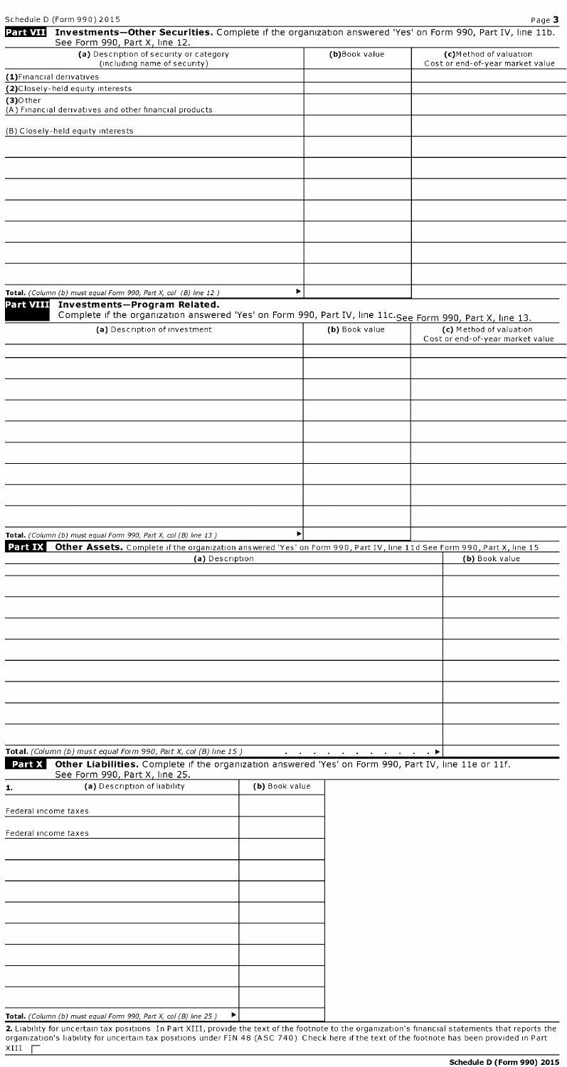Schedule D (Form 990) 2015

**Part VII Investments—Other Securities.** Complete if the organization answered 'Yes' on Form 990, Part IV, line 11b. See Form 990, Part X, line 12.

| (a) Description of security or category (including name of security) | (b) Book value | (c) Method of valuation Cost or end-of-year market value |
|---|---|---|
| (1) Financial derivatives | | |
| (2) Closely-held equity interests | | |
| (3) Other | | |
| (A) Financial derivatives and other financial products | | |
| (B) Closely-held equity interests | | |
| | | |
| | | |
| | | |
| | | |
| | | |
| | | |
| | | |
| **Total.** *(Column (b) must equal Form 990, Part X, col (B) line 12 )* ▶ | | |

**Part VIII Investments—Program Related.**
Complete if the organization answered 'Yes' on Form 990, Part IV, line 11c. See Form 990, Part X, line 13.

| (a) Description of investment | (b) Book value | (c) Method of valuation Cost or end-of-year market value |
|---|---|---|
| | | |
| | | |
| | | |
| | | |
| | | |
| | | |
| | | |
| | | |
| | | |
| **Total.** *(Column (b) must equal Form 990, Part X, col (B) line 13 )* ▶ | | |

**Part IX Other Assets.** Complete if the organization answered 'Yes' on Form 990, Part IV, line 11d See Form 990, Part X, line 15

| (a) Description | (b) Book value |
|---|---|
| | |
| | |
| | |
| | |
| | |
| | |
| | |
| | |
| | |
| **Total.** *(Column (b) must equal Form 990, Part X, col (B) line 15 )* ▶ | |

**Part X Other Liabilities.** Complete if the organization answered 'Yes' on Form 990, Part IV, line 11e or 11f. See Form 990, Part X, line 25.

| 1. (a) Description of liability | (b) Book value |
|---|---|
| Federal income taxes | |
| Federal income taxes | |
| | |
| | |
| | |
| | |
| | |
| | |
| | |
| | |
| **Total.** *(Column (b) must equal Form 990, Part X, col (B) line 25 )* ▶ | |

**2.** Liability for uncertain tax positions In Part XIII, provide the text of the footnote to the organization's financial statements that reports the organization's liability for uncertain tax positions under FIN 48 (ASC 740) Check here if the text of the footnote has been provided in Part XIII ☐

**Schedule D (Form 990) 2015**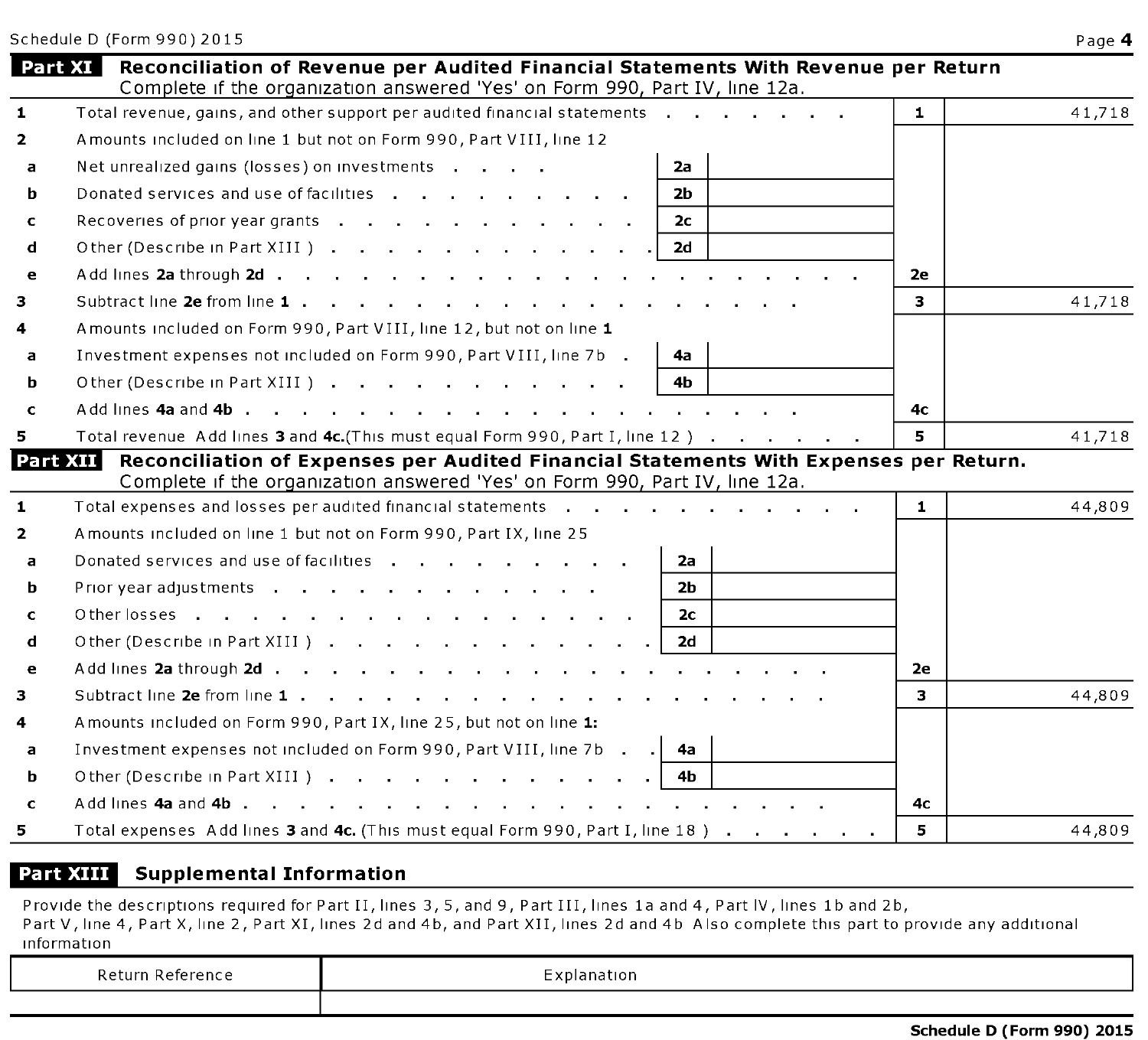Schedule D (Form 990) 2015

## Part XI Reconciliation of Revenue per Audited Financial Statements With Revenue per Return

Complete if the organization answered 'Yes' on Form 990, Part IV, line 12a.

| | | | | | |
|---|---|---|---|---|---|
| 1 | Total revenue, gains, and other support per audited financial statements | | | 1 | 41,718 |
| 2 | Amounts included on line 1 but not on Form 990, Part VIII, line 12 | | | | |
| a | Net unrealized gains (losses) on investments | 2a | | | |
| b | Donated services and use of facilities | 2b | | | |
| c | Recoveries of prior year grants | 2c | | | |
| d | Other (Describe in Part XIII ) | 2d | | | |
| e | Add lines **2a** through **2d** | | | 2e | |
| 3 | Subtract line **2e** from line **1** | | | 3 | 41,718 |
| 4 | Amounts included on Form 990, Part VIII, line 12, but not on line **1** | | | | |
| a | Investment expenses not included on Form 990, Part VIII, line 7b | 4a | | | |
| b | Other (Describe in Part XIII ) | 4b | | | |
| c | Add lines **4a** and **4b** | | | 4c | |
| 5 | Total revenue Add lines **3** and **4c.**(This must equal Form 990, Part I, line 12 ) | | | 5 | 41,718 |

## Part XII Reconciliation of Expenses per Audited Financial Statements With Expenses per Return.

Complete if the organization answered 'Yes' on Form 990, Part IV, line 12a.

| | | | | | |
|---|---|---|---|---|---|
| 1 | Total expenses and losses per audited financial statements | | | 1 | 44,809 |
| 2 | Amounts included on line 1 but not on Form 990, Part IX, line 25 | | | | |
| a | Donated services and use of facilities | 2a | | | |
| b | Prior year adjustments | 2b | | | |
| c | Other losses | 2c | | | |
| d | Other (Describe in Part XIII ) | 2d | | | |
| e | Add lines **2a** through **2d** | | | 2e | |
| 3 | Subtract line **2e** from line **1** | | | 3 | 44,809 |
| 4 | Amounts included on Form 990, Part IX, line 25, but not on line **1:** | | | | |
| a | Investment expenses not included on Form 990, Part VIII, line 7b | 4a | | | |
| b | Other (Describe in Part XIII ) | 4b | | | |
| c | Add lines **4a** and **4b** | | | 4c | |
| 5 | Total expenses Add lines **3** and **4c.** (This must equal Form 990, Part I, line 18 ) | | | 5 | 44,809 |

## Part XIII Supplemental Information

Provide the descriptions required for Part II, lines 3, 5, and 9, Part III, lines 1a and 4, Part IV, lines 1b and 2b, Part V, line 4, Part X, line 2, Part XI, lines 2d and 4b, and Part XII, lines 2d and 4b Also complete this part to provide any additional information

| Return Reference | Explanation |
|---|---|
| | |

Schedule D (Form 990) 2015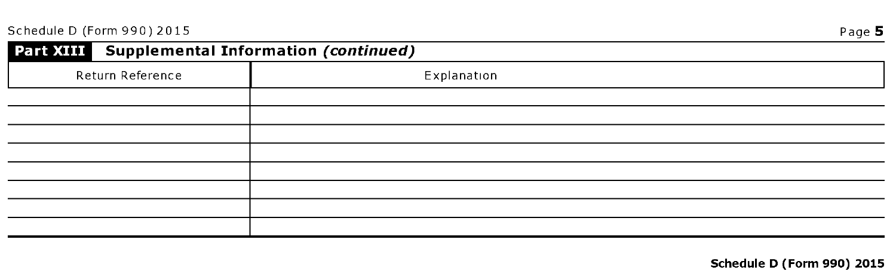## Part XIII Supplemental Information *(continued)*

| Return Reference | Explanation |
|---|---|
| | |
| | |
| | |
| | |
| | |
| | |
| | |
| | |

**Schedule D (Form 990) 2015**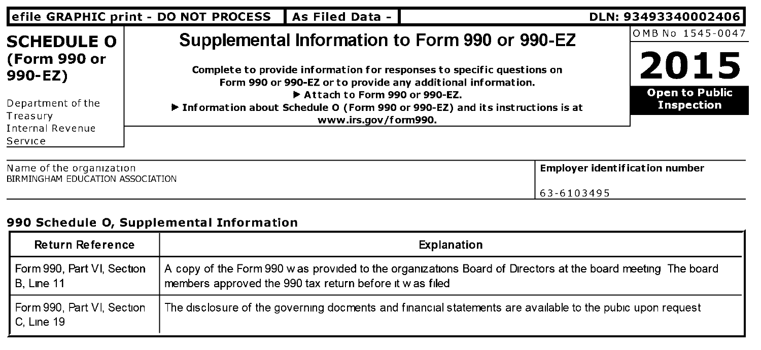efile GRAPHIC print - DO NOT PROCESS | As Filed Data - | DLN: 93493340002406

# SCHEDULE O (Form 990 or 990-EZ)

Department of the Treasury
Internal Revenue Service

## Supplemental Information to Form 990 or 990-EZ

**Complete to provide information for responses to specific questions on Form 990 or 990-EZ or to provide any additional information.**
**▶ Attach to Form 990 or 990-EZ.**
**▶ Information about Schedule O (Form 990 or 990-EZ) and its instructions is at www.irs.gov/form990.**

OMB No 1545-0047

**2015**

**Open to Public Inspection**

| Name of the organization | Employer identification number |
|---|---|
| BIRMINGHAM EDUCATION ASSOCIATION | 63-6103495 |

### 990 Schedule O, Supplemental Information

| Return Reference | Explanation |
|---|---|
| Form 990, Part VI, Section B, Line 11 | A copy of the Form 990 w as provided to the organizations Board of Directors at the board meeting The board members approved the 990 tax return before it w as filed |
| Form 990, Part VI, Section C, Line 19 | The disclosure of the governing docments and financial statements are available to the pubic upon request |